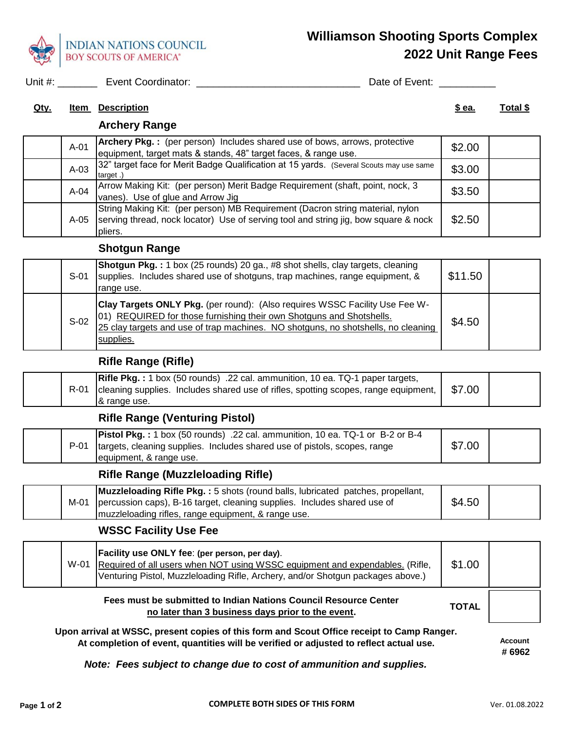INDIAN NATIONS COUNCIL
BOY SCOUTS OF AMERICA®

# Williamson Shooting Sports Complex
# 2022 Unit Range Fees

Unit #: _______ Event Coordinator: ____________________________ Date of Event: __________

| Qty. | Item | Description | $ ea. | Total $ |
|---|---|---|---|---|
| | | **Archery Range** | | |
| | A-01 | **Archery Pkg. :** (per person) Includes shared use of bows, arrows, protective equipment, target mats & stands, 48" target faces, & range use. | $2.00 | |
| | A-03 | 32" target face for Merit Badge Qualification at 15 yards. (Several Scouts may use same target .) | $3.00 | |
| | A-04 | Arrow Making Kit: (per person) Merit Badge Requirement (shaft, point, nock, 3 vanes). Use of glue and Arrow Jig | $3.50 | |
| | A-05 | String Making Kit: (per person) MB Requirement (Dacron string material, nylon serving thread, nock locator) Use of serving tool and string jig, bow square & nock pliers. | $2.50 | |
| | | **Shotgun Range** | | |
| | S-01 | **Shotgun Pkg. :** 1 box (25 rounds) 20 ga., #8 shot shells, clay targets, cleaning supplies. Includes shared use of shotguns, trap machines, range equipment, & range use. | $11.50 | |
| | S-02 | **Clay Targets ONLY Pkg.** (per round): (Also requires WSSC Facility Use Fee W-01) <u>REQUIRED for those furnishing their own Shotguns and Shotshells. 25 clay targets and use of trap machines. NO shotguns, no shotshells, no cleaning supplies.</u> | $4.50 | |
| | | **Rifle Range (Rifle)** | | |
| | R-01 | **Rifle Pkg. :** 1 box (50 rounds) .22 cal. ammunition, 10 ea. TQ-1 paper targets, cleaning supplies. Includes shared use of rifles, spotting scopes, range equipment, & range use. | $7.00 | |
| | | **Rifle Range (Venturing Pistol)** | | |
| | P-01 | **Pistol Pkg. :** 1 box (50 rounds) .22 cal. ammunition, 10 ea. TQ-1 or B-2 or B-4 targets, cleaning supplies. Includes shared use of pistols, scopes, range equipment, & range use. | $7.00 | |
| | | **Rifle Range (Muzzleloading Rifle)** | | |
| | M-01 | **Muzzleloading Rifle Pkg. :** 5 shots (round balls, lubricated patches, propellant, percussion caps), B-16 target, cleaning supplies. Includes shared use of muzzleloading rifles, range equipment, & range use. | $4.50 | |
| | | **WSSC Facility Use Fee** | | |
| | W-01 | **Facility use ONLY fee**: **(per person, per day)**. <u>Required of all users when NOT using WSSC equipment and expendables.</u> (Rifle, Venturing Pistol, Muzzleloading Rifle, Archery, and/or Shotgun packages above.) | $1.00 | |
| | | **Fees must be submitted to Indian Nations Council Resource Center <u>no later than 3 business days prior to the event</u>.** | **TOTAL** | |

**Upon arrival at WSSC, present copies of this form and Scout Office receipt to Camp Ranger. At completion of event, quantities will be verified or adjusted to reflect actual use.**

**Account # 6962**

***Note: Fees subject to change due to cost of ammunition and supplies.***

**COMPLETE BOTH SIDES OF THIS FORM**

Ver. 01.08.2022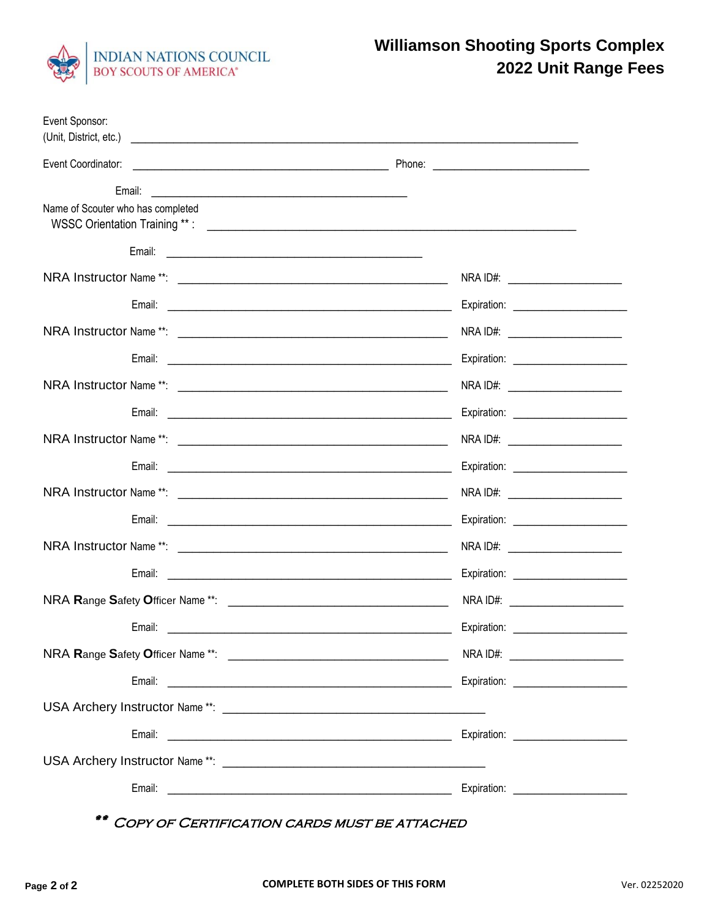INDIAN NATIONS COUNCIL
BOY SCOUTS OF AMERICA®

# Williamson Shooting Sports Complex
# 2022 Unit Range Fees

Event Sponsor:
(Unit, District, etc.) ______________________________________________

Event Coordinator: ______________________________ Phone: ____________________

Email: ______________________________

Name of Scouter who has completed
WSSC Orientation Training ** : ______________________________________

Email: ______________________________

NRA Instructor Name **: ______________________________ NRA ID#: ______________

Email: ______________________________ Expiration: ______________

NRA Instructor Name **: ______________________________ NRA ID#: ______________

Email: ______________________________ Expiration: ______________

NRA Instructor Name **: ______________________________ NRA ID#: ______________

Email: ______________________________ Expiration: ______________

NRA Instructor Name **: ______________________________ NRA ID#: ______________

Email: ______________________________ Expiration: ______________

NRA Instructor Name **: ______________________________ NRA ID#: ______________

Email: ______________________________ Expiration: ______________

NRA Instructor Name **: ______________________________ NRA ID#: ______________

Email: ______________________________ Expiration: ______________

NRA **R**ange **S**afety **O**fficer Name **: ______________________________ NRA ID#: ______________

Email: ______________________________ Expiration: ______________

NRA **R**ange **S**afety **O**fficer Name **: ______________________________ NRA ID#: ______________

Email: ______________________________ Expiration: ______________

USA Archery Instructor Name **: ______________________________

Email: ______________________________ Expiration: ______________

USA Archery Instructor Name **: ______________________________

Email: ______________________________ Expiration: ______________

*** COPY OF CERTIFICATION CARDS MUST BE ATTACHED*

**COMPLETE BOTH SIDES OF THIS FORM**

Ver. 02252020